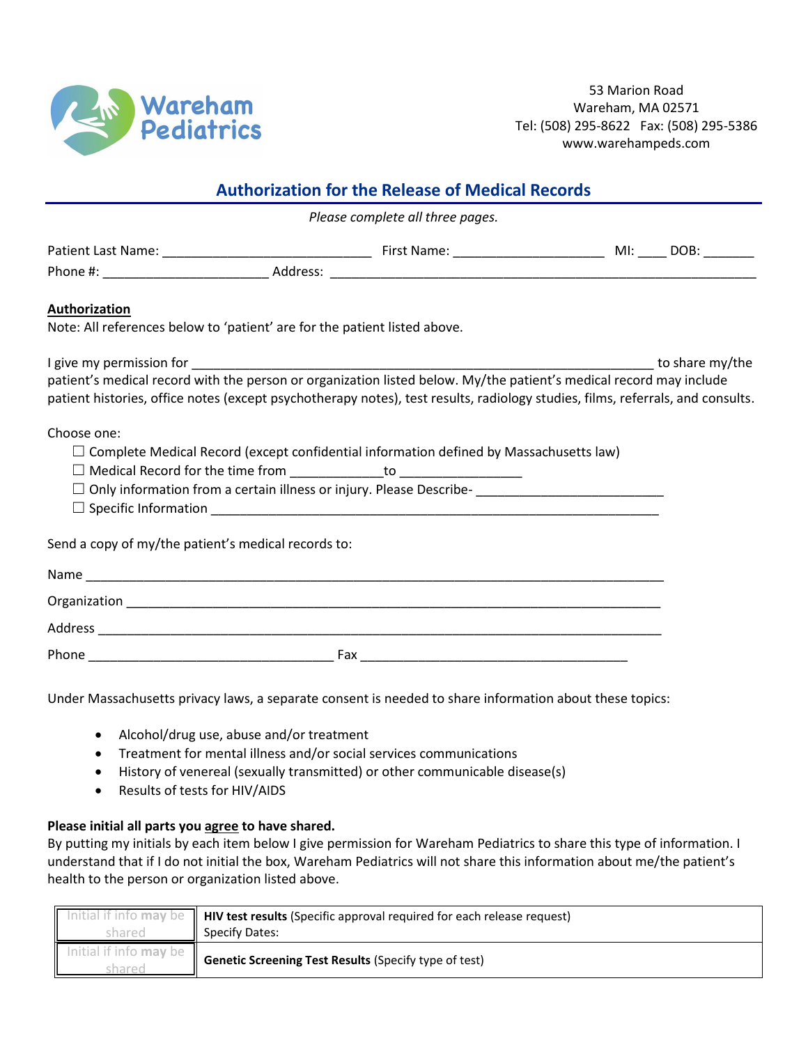Wareham Pediatrics

53 Marion Road
Wareham, MA 02571
Tel: (508) 295-8622 Fax: (508) 295-5386
www.warehampeds.com

## Authorization for the Release of Medical Records

*Please complete all three pages.*

Patient Last Name: ____________________________ First Name: ____________________ MI: ____ DOB: _______
Phone #: ______________________ Address: ___________________________________________________________

**Authorization**

Note: All references below to 'patient' are for the patient listed above.

I give my permission for ______________________________________________________________ to share my/the patient's medical record with the person or organization listed below. My/the patient's medical record may include patient histories, office notes (except psychotherapy notes), test results, radiology studies, films, referrals, and consults.

Choose one:

- ☐ Complete Medical Record (except confidential information defined by Massachusetts law)
- ☐ Medical Record for the time from _____________to _________________
- ☐ Only information from a certain illness or injury. Please Describe- __________________________
- ☐ Specific Information ______________________________________________________________

Send a copy of my/the patient's medical records to:

Name ____________________________________________________________________________

Organization _______________________________________________________________________

Address __________________________________________________________________________

Phone __________________________________ Fax _____________________________________

Under Massachusetts privacy laws, a separate consent is needed to share information about these topics:

- Alcohol/drug use, abuse and/or treatment
- Treatment for mental illness and/or social services communications
- History of venereal (sexually transmitted) or other communicable disease(s)
- Results of tests for HIV/AIDS

**Please initial all parts you agree to have shared.**

By putting my initials by each item below I give permission for Wareham Pediatrics to share this type of information. I understand that if I do not initial the box, Wareham Pediatrics will not share this information about me/the patient's health to the person or organization listed above.

| | |
|---|---|
| Initial if info **may** be shared | **HIV test results** (Specific approval required for each release request)<br>Specify Dates: |
| Initial if info **may** be shared | **Genetic Screening Test Results** (Specify type of test) |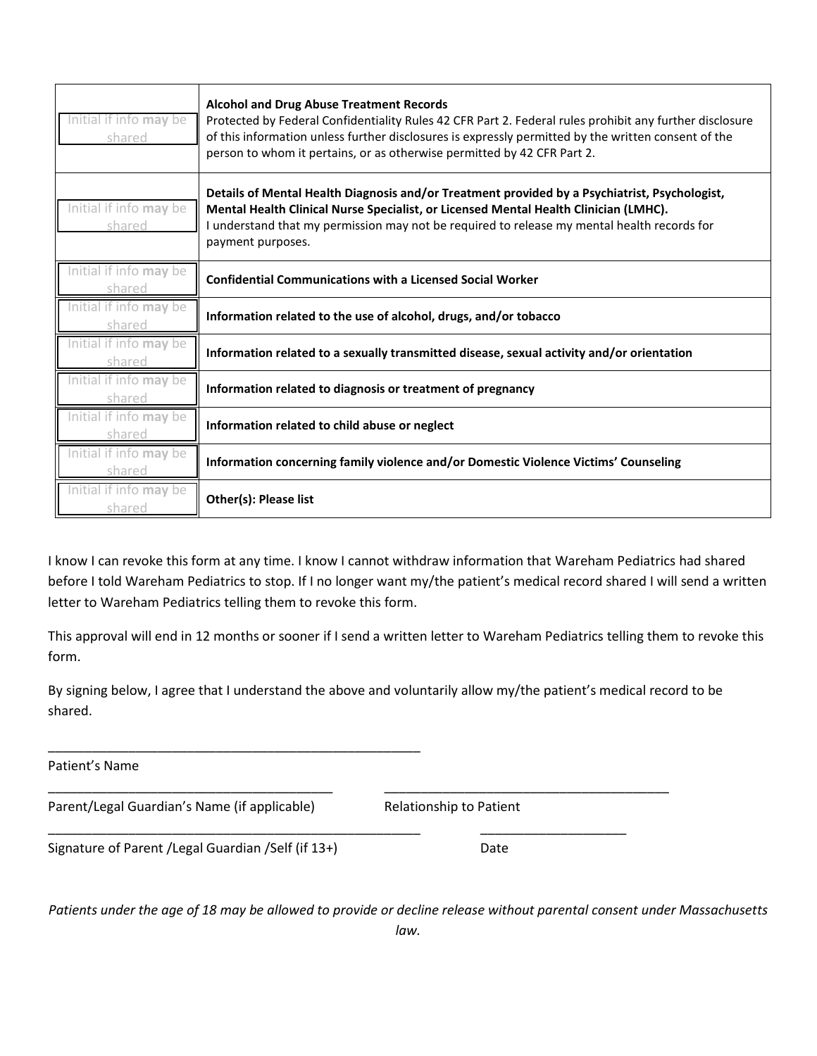| | |
|---|---|
| Initial if info **may** be shared | **Alcohol and Drug Abuse Treatment Records**<br>Protected by Federal Confidentiality Rules 42 CFR Part 2. Federal rules prohibit any further disclosure of this information unless further disclosures is expressly permitted by the written consent of the person to whom it pertains, or as otherwise permitted by 42 CFR Part 2. |
| Initial if info **may** be shared | **Details of Mental Health Diagnosis and/or Treatment provided by a Psychiatrist, Psychologist, Mental Health Clinical Nurse Specialist, or Licensed Mental Health Clinician (LMHC).**<br>I understand that my permission may not be required to release my mental health records for payment purposes. |
| Initial if info **may** be shared | **Confidential Communications with a Licensed Social Worker** |
| Initial if info **may** be shared | **Information related to the use of alcohol, drugs, and/or tobacco** |
| Initial if info **may** be shared | **Information related to a sexually transmitted disease, sexual activity and/or orientation** |
| Initial if info **may** be shared | **Information related to diagnosis or treatment of pregnancy** |
| Initial if info **may** be shared | **Information related to child abuse or neglect** |
| Initial if info **may** be shared | **Information concerning family violence and/or Domestic Violence Victims' Counseling** |
| Initial if info **may** be shared | **Other(s): Please list** |

I know I can revoke this form at any time. I know I cannot withdraw information that Wareham Pediatrics had shared before I told Wareham Pediatrics to stop. If I no longer want my/the patient's medical record shared I will send a written letter to Wareham Pediatrics telling them to revoke this form.

This approval will end in 12 months or sooner if I send a written letter to Wareham Pediatrics telling them to revoke this form.

By signing below, I agree that I understand the above and voluntarily allow my/the patient's medical record to be shared.

_____________________________________________________

Patient's Name

________________________________________ ________________________________________

Parent/Legal Guardian's Name (if applicable) Relationship to Patient

_____________________________________________________ ____________________

Signature of Parent /Legal Guardian /Self (if 13+) Date

*Patients under the age of 18 may be allowed to provide or decline release without parental consent under Massachusetts law.*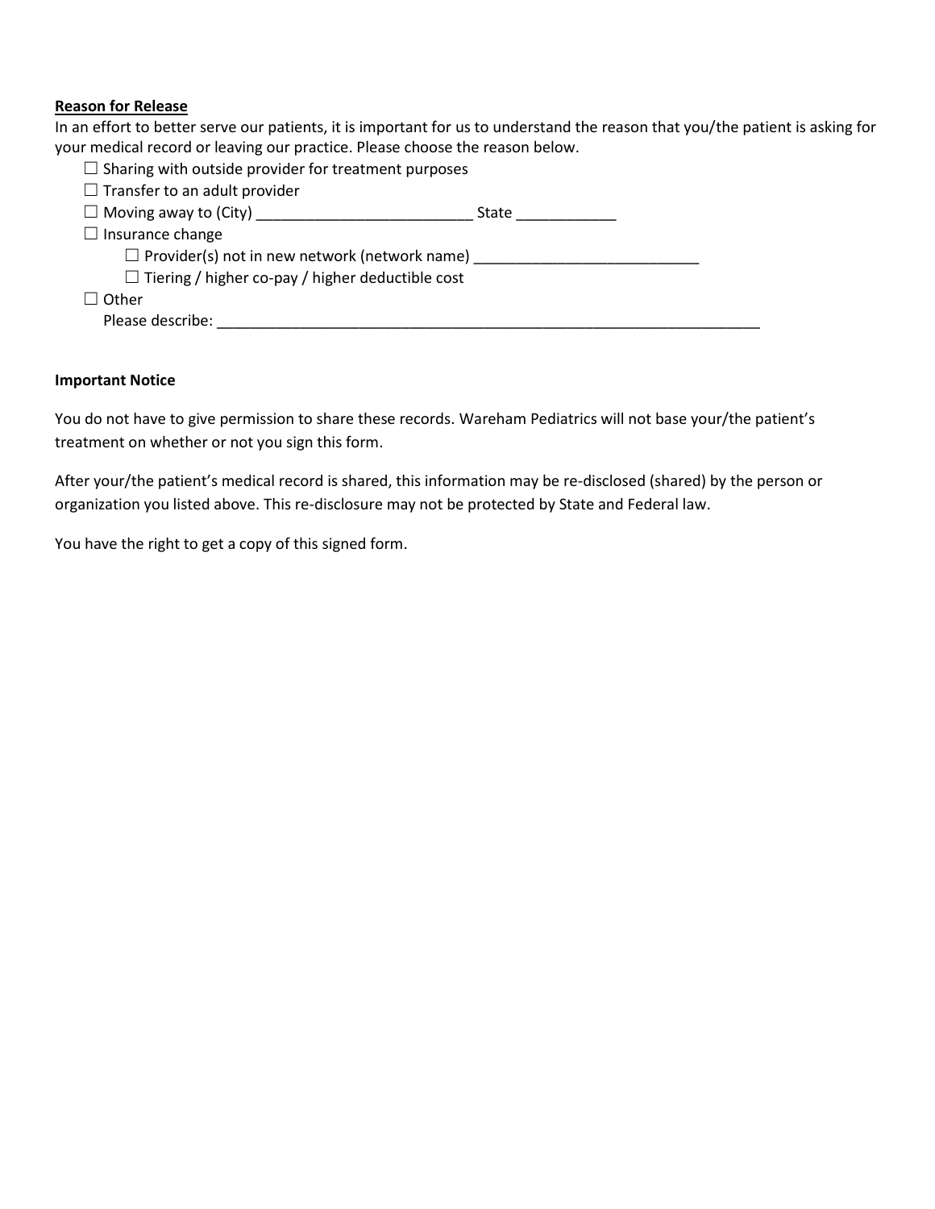**Reason for Release**

In an effort to better serve our patients, it is important for us to understand the reason that you/the patient is asking for your medical record or leaving our practice. Please choose the reason below.

- ☐ Sharing with outside provider for treatment purposes
- ☐ Transfer to an adult provider
- ☐ Moving away to (City) __________________________ State ____________
- ☐ Insurance change
  - ☐ Provider(s) not in new network (network name) ___________________________
  - ☐ Tiering / higher co-pay / higher deductible cost
- ☐ Other

  Please describe: ____________________________________________________________________

**Important Notice**

You do not have to give permission to share these records. Wareham Pediatrics will not base your/the patient's treatment on whether or not you sign this form.

After your/the patient's medical record is shared, this information may be re-disclosed (shared) by the person or organization you listed above. This re-disclosure may not be protected by State and Federal law.

You have the right to get a copy of this signed form.